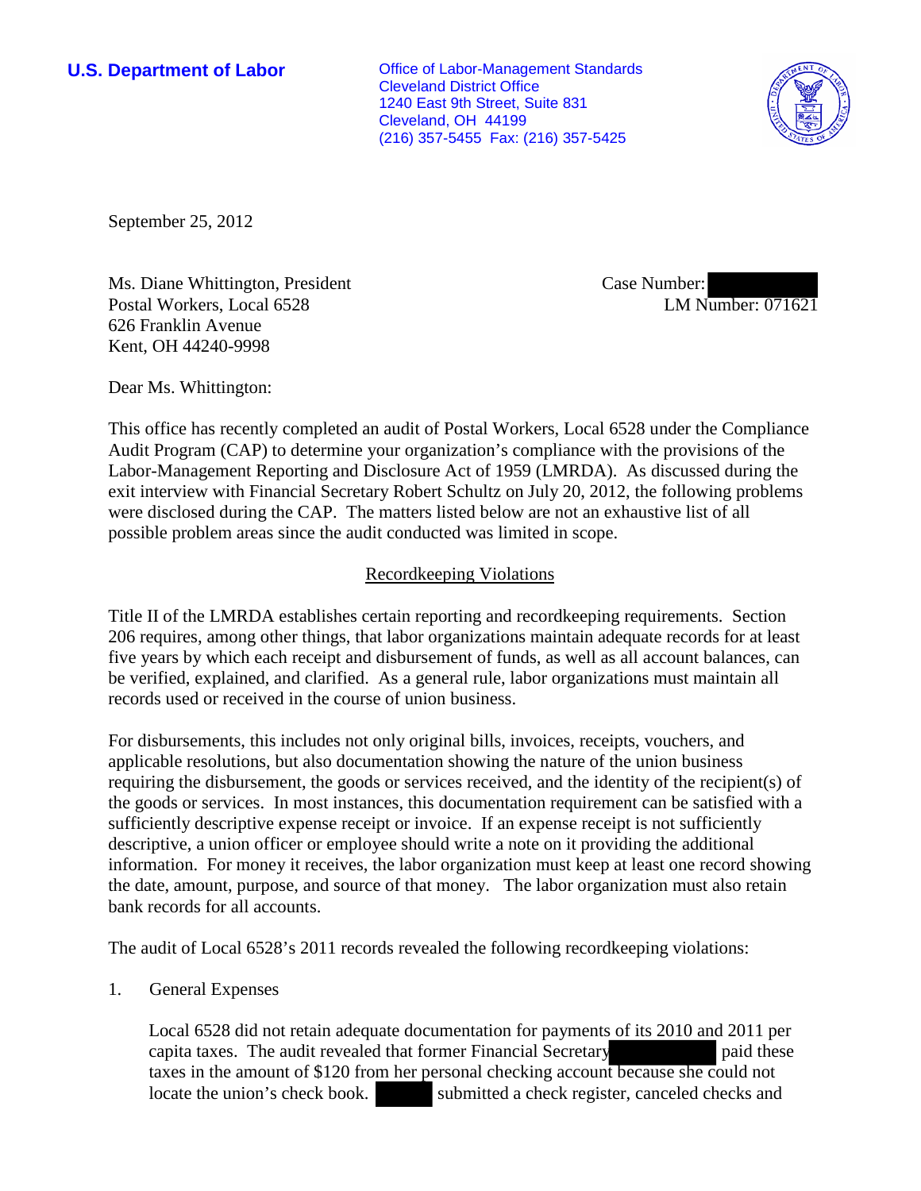**U.S. Department of Labor**

Office of Labor-Management Standards
Cleveland District Office
1240 East 9th Street, Suite 831
Cleveland, OH 44199
(216) 357-5455 Fax: (216) 357-5425

September 25, 2012

Ms. Diane Whittington, President
Postal Workers, Local 6528
626 Franklin Avenue
Kent, OH 44240-9998

Case Number: 
LM Number: 071621

Dear Ms. Whittington:

This office has recently completed an audit of Postal Workers, Local 6528 under the Compliance Audit Program (CAP) to determine your organization's compliance with the provisions of the Labor-Management Reporting and Disclosure Act of 1959 (LMRDA). As discussed during the exit interview with Financial Secretary Robert Schultz on July 20, 2012, the following problems were disclosed during the CAP. The matters listed below are not an exhaustive list of all possible problem areas since the audit conducted was limited in scope.

## Recordkeeping Violations

Title II of the LMRDA establishes certain reporting and recordkeeping requirements. Section 206 requires, among other things, that labor organizations maintain adequate records for at least five years by which each receipt and disbursement of funds, as well as all account balances, can be verified, explained, and clarified. As a general rule, labor organizations must maintain all records used or received in the course of union business.

For disbursements, this includes not only original bills, invoices, receipts, vouchers, and applicable resolutions, but also documentation showing the nature of the union business requiring the disbursement, the goods or services received, and the identity of the recipient(s) of the goods or services. In most instances, this documentation requirement can be satisfied with a sufficiently descriptive expense receipt or invoice. If an expense receipt is not sufficiently descriptive, a union officer or employee should write a note on it providing the additional information. For money it receives, the labor organization must keep at least one record showing the date, amount, purpose, and source of that money. The labor organization must also retain bank records for all accounts.

The audit of Local 6528's 2011 records revealed the following recordkeeping violations:

1. General Expenses

   Local 6528 did not retain adequate documentation for payments of its 2010 and 2011 per capita taxes. The audit revealed that former Financial Secretary  paid these taxes in the amount of $120 from her personal checking account because she could not locate the union's check book.  submitted a check register, canceled checks and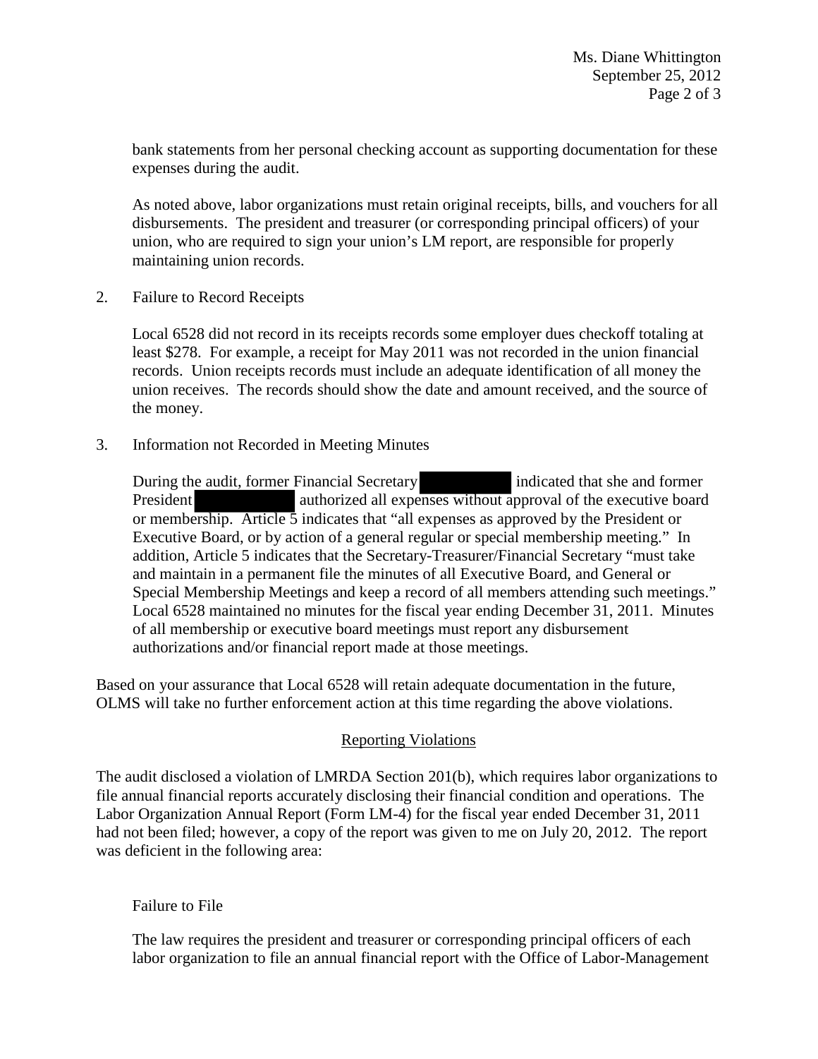bank statements from her personal checking account as supporting documentation for these expenses during the audit.

As noted above, labor organizations must retain original receipts, bills, and vouchers for all disbursements. The president and treasurer (or corresponding principal officers) of your union, who are required to sign your union's LM report, are responsible for properly maintaining union records.

2. Failure to Record Receipts

   Local 6528 did not record in its receipts records some employer dues checkoff totaling at least $278. For example, a receipt for May 2011 was not recorded in the union financial records. Union receipts records must include an adequate identification of all money the union receives. The records should show the date and amount received, and the source of the money.

3. Information not Recorded in Meeting Minutes

   During the audit, former Financial Secretary [REDACTED] indicated that she and former President [REDACTED] authorized all expenses without approval of the executive board or membership. Article 5 indicates that "all expenses as approved by the President or Executive Board, or by action of a general regular or special membership meeting." In addition, Article 5 indicates that the Secretary-Treasurer/Financial Secretary "must take and maintain in a permanent file the minutes of all Executive Board, and General or Special Membership Meetings and keep a record of all members attending such meetings." Local 6528 maintained no minutes for the fiscal year ending December 31, 2011. Minutes of all membership or executive board meetings must report any disbursement authorizations and/or financial report made at those meetings.

Based on your assurance that Local 6528 will retain adequate documentation in the future, OLMS will take no further enforcement action at this time regarding the above violations.

## Reporting Violations

The audit disclosed a violation of LMRDA Section 201(b), which requires labor organizations to file annual financial reports accurately disclosing their financial condition and operations. The Labor Organization Annual Report (Form LM-4) for the fiscal year ended December 31, 2011 had not been filed; however, a copy of the report was given to me on July 20, 2012. The report was deficient in the following area:

Failure to File

The law requires the president and treasurer or corresponding principal officers of each labor organization to file an annual financial report with the Office of Labor-Management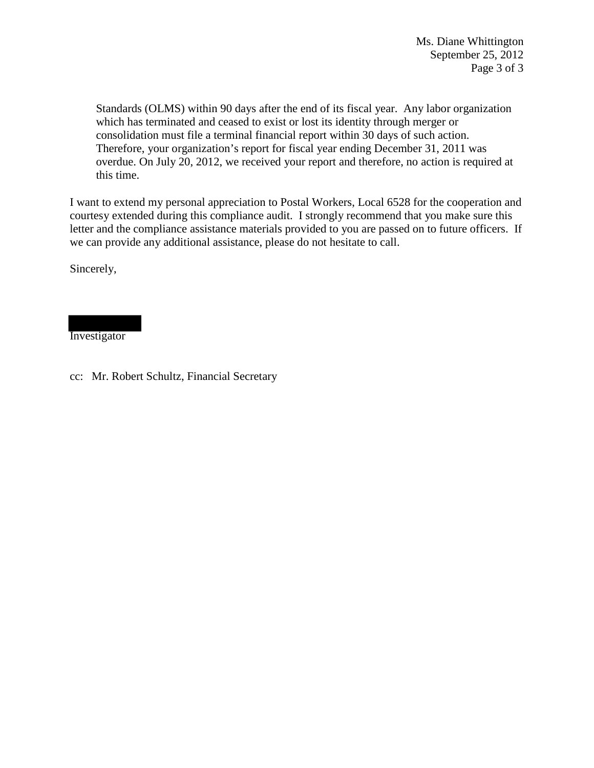Standards (OLMS) within 90 days after the end of its fiscal year. Any labor organization which has terminated and ceased to exist or lost its identity through merger or consolidation must file a terminal financial report within 30 days of such action. Therefore, your organization's report for fiscal year ending December 31, 2011 was overdue. On July 20, 2012, we received your report and therefore, no action is required at this time.

I want to extend my personal appreciation to Postal Workers, Local 6528 for the cooperation and courtesy extended during this compliance audit. I strongly recommend that you make sure this letter and the compliance assistance materials provided to you are passed on to future officers. If we can provide any additional assistance, please do not hesitate to call.

Sincerely,

Investigator

cc: Mr. Robert Schultz, Financial Secretary